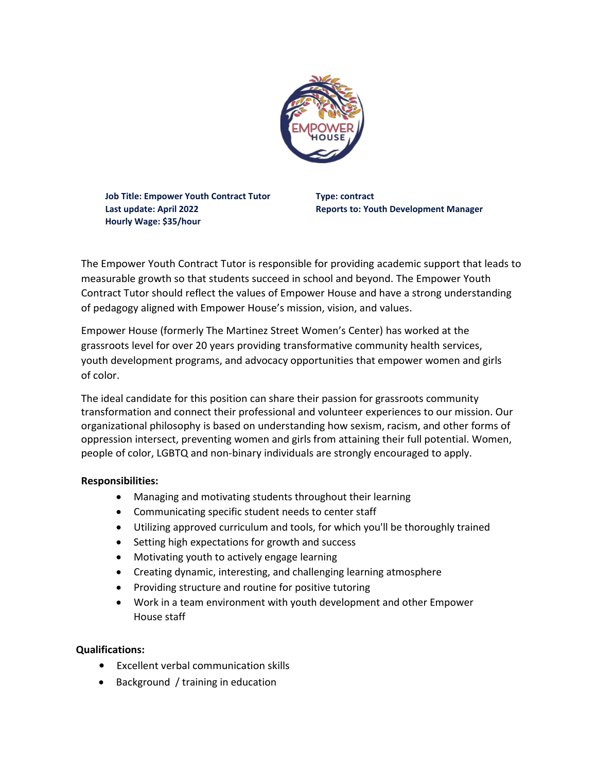**Job Title: Empower Youth Contract Tutor**
**Last update: April 2022**
**Hourly Wage: $35/hour**

**Type: contract**
**Reports to: Youth Development Manager**

The Empower Youth Contract Tutor is responsible for providing academic support that leads to measurable growth so that students succeed in school and beyond. The Empower Youth Contract Tutor should reflect the values of Empower House and have a strong understanding of pedagogy aligned with Empower House's mission, vision, and values.

Empower House (formerly The Martinez Street Women's Center) has worked at the grassroots level for over 20 years providing transformative community health services, youth development programs, and advocacy opportunities that empower women and girls of color.

The ideal candidate for this position can share their passion for grassroots community transformation and connect their professional and volunteer experiences to our mission. Our organizational philosophy is based on understanding how sexism, racism, and other forms of oppression intersect, preventing women and girls from attaining their full potential. Women, people of color, LGBTQ and non-binary individuals are strongly encouraged to apply.

**Responsibilities:**

- Managing and motivating students throughout their learning
- Communicating specific student needs to center staff
- Utilizing approved curriculum and tools, for which you'll be thoroughly trained
- Setting high expectations for growth and success
- Motivating youth to actively engage learning
- Creating dynamic, interesting, and challenging learning atmosphere
- Providing structure and routine for positive tutoring
- Work in a team environment with youth development and other Empower House staff

**Qualifications:**

- Excellent verbal communication skills
- Background / training in education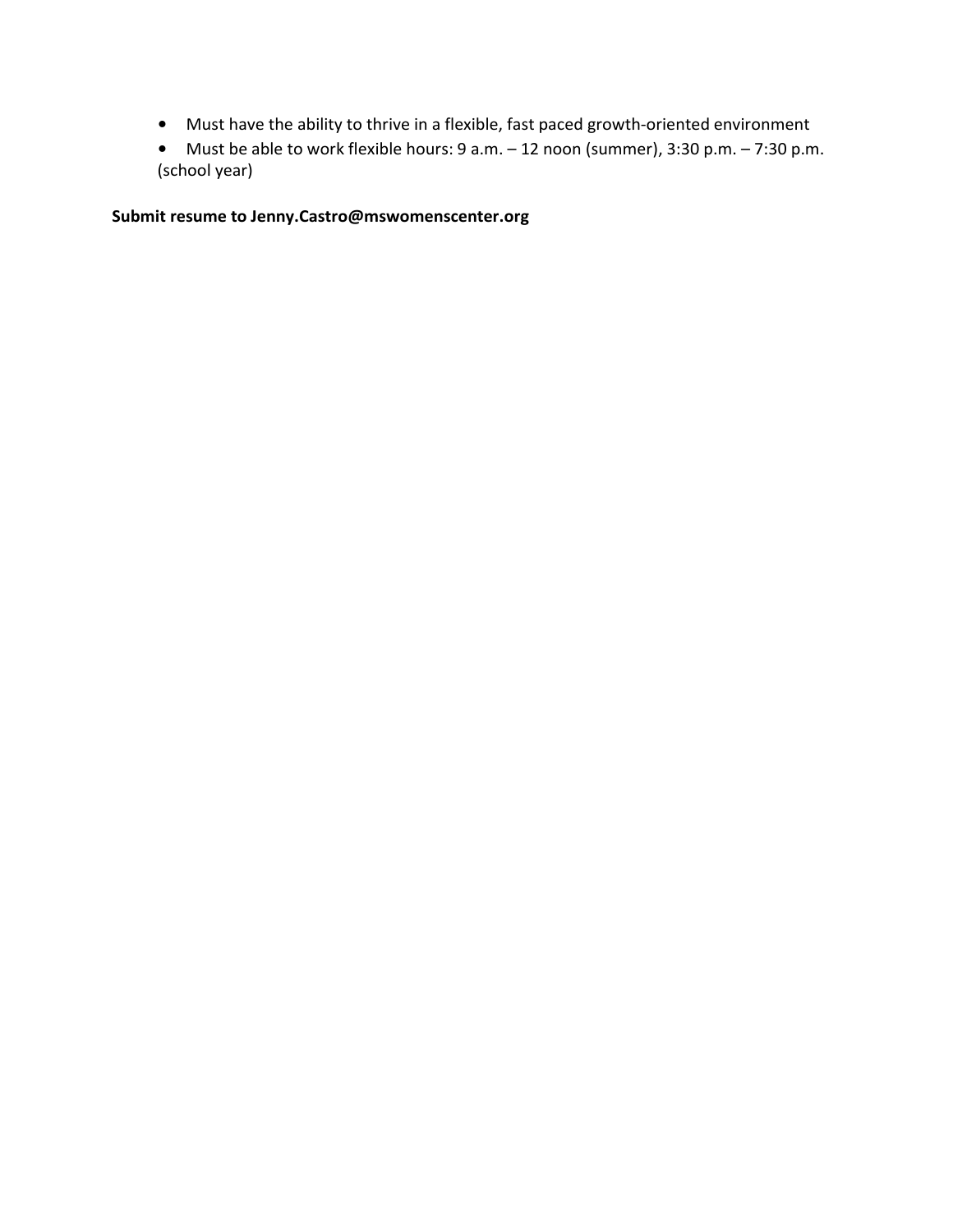- Must have the ability to thrive in a flexible, fast paced growth-oriented environment
- Must be able to work flexible hours: 9 a.m. – 12 noon (summer), 3:30 p.m. – 7:30 p.m. (school year)

**Submit resume to Jenny.Castro@mswomenscenter.org**